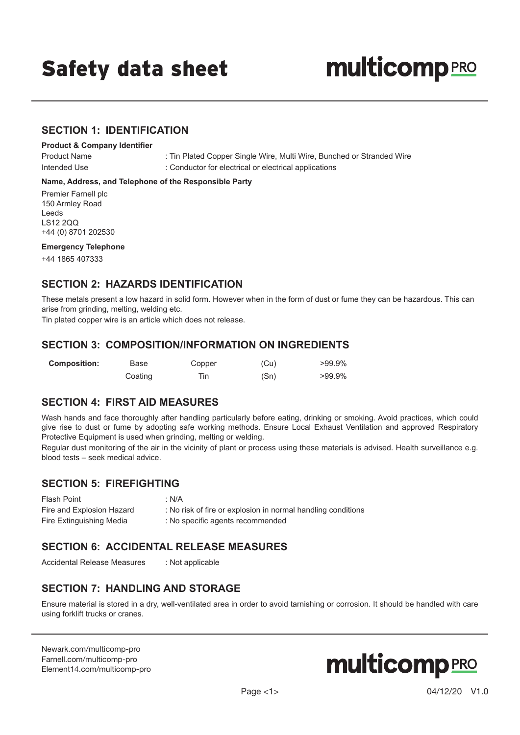# Safety data sheet

**multicomp PRO**

## SECTION 1: IDENTIFICATION

**Product & Company Identifier**

Product Name : Tin Plated Copper Single Wire, Multi Wire, Bunched or Stranded Wire

Intended Use : Conductor for electrical or electrical applications

**Name, Address, and Telephone of the Responsible Party**

Premier Farnell plc
150 Armley Road
Leeds
LS12 2QQ
+44 (0) 8701 202530

**Emergency Telephone**

+44 1865 407333

## SECTION 2: HAZARDS IDENTIFICATION

These metals present a low hazard in solid form. However when in the form of dust or fume they can be hazardous. This can arise from grinding, melting, welding etc.

Tin plated copper wire is an article which does not release.

## SECTION 3: COMPOSITION/INFORMATION ON INGREDIENTS

| **Composition:** | Base | Copper | (Cu) | >99.9% |
|---|---|---|---|---|
| | Coating | Tin | (Sn) | >99.9% |

## SECTION 4: FIRST AID MEASURES

Wash hands and face thoroughly after handling particularly before eating, drinking or smoking. Avoid practices, which could give rise to dust or fume by adopting safe working methods. Ensure Local Exhaust Ventilation and approved Respiratory Protective Equipment is used when grinding, melting or welding.

Regular dust monitoring of the air in the vicinity of plant or process using these materials is advised. Health surveillance e.g. blood tests – seek medical advice.

## SECTION 5: FIREFIGHTING

Flash Point : N/A

Fire and Explosion Hazard : No risk of fire or explosion in normal handling conditions

Fire Extinguishing Media : No specific agents recommended

## SECTION 6: ACCIDENTAL RELEASE MEASURES

Accidental Release Measures : Not applicable

## SECTION 7: HANDLING AND STORAGE

Ensure material is stored in a dry, well-ventilated area in order to avoid tarnishing or corrosion. It should be handled with care using forklift trucks or cranes.

Newark.com/multicomp-pro
Farnell.com/multicomp-pro
Element14.com/multicomp-pro

04/12/20 V1.0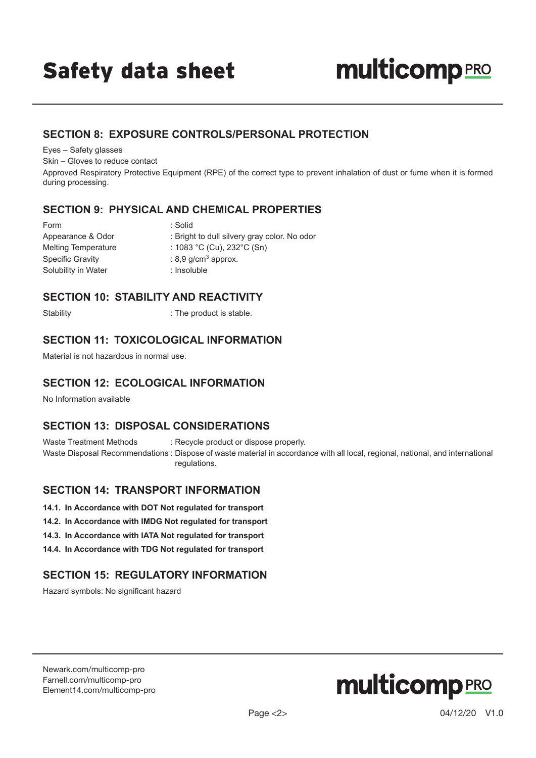## SECTION 8: EXPOSURE CONTROLS/PERSONAL PROTECTION

Eyes – Safety glasses

Skin – Gloves to reduce contact

Approved Respiratory Protective Equipment (RPE) of the correct type to prevent inhalation of dust or fume when it is formed during processing.

## SECTION 9: PHYSICAL AND CHEMICAL PROPERTIES

| | |
|---|---|
| Form | : Solid |
| Appearance & Odor | : Bright to dull silvery gray color. No odor |
| Melting Temperature | : 1083 °C (Cu), 232°C (Sn) |
| Specific Gravity | : 8,9 g/cm$^3$ approx. |
| Solubility in Water | : Insoluble |

## SECTION 10: STABILITY AND REACTIVITY

Stability : The product is stable.

## SECTION 11: TOXICOLOGICAL INFORMATION

Material is not hazardous in normal use.

## SECTION 12: ECOLOGICAL INFORMATION

No Information available

## SECTION 13: DISPOSAL CONSIDERATIONS

| | |
|---|---|
| Waste Treatment Methods | : Recycle product or dispose properly. |
| Waste Disposal Recommendations | : Dispose of waste material in accordance with all local, regional, national, and international regulations. |

## SECTION 14: TRANSPORT INFORMATION

**14.1. In Accordance with DOT Not regulated for transport**

**14.2. In Accordance with IMDG Not regulated for transport**

**14.3. In Accordance with IATA Not regulated for transport**

**14.4. In Accordance with TDG Not regulated for transport**

## SECTION 15: REGULATORY INFORMATION

Hazard symbols: No significant hazard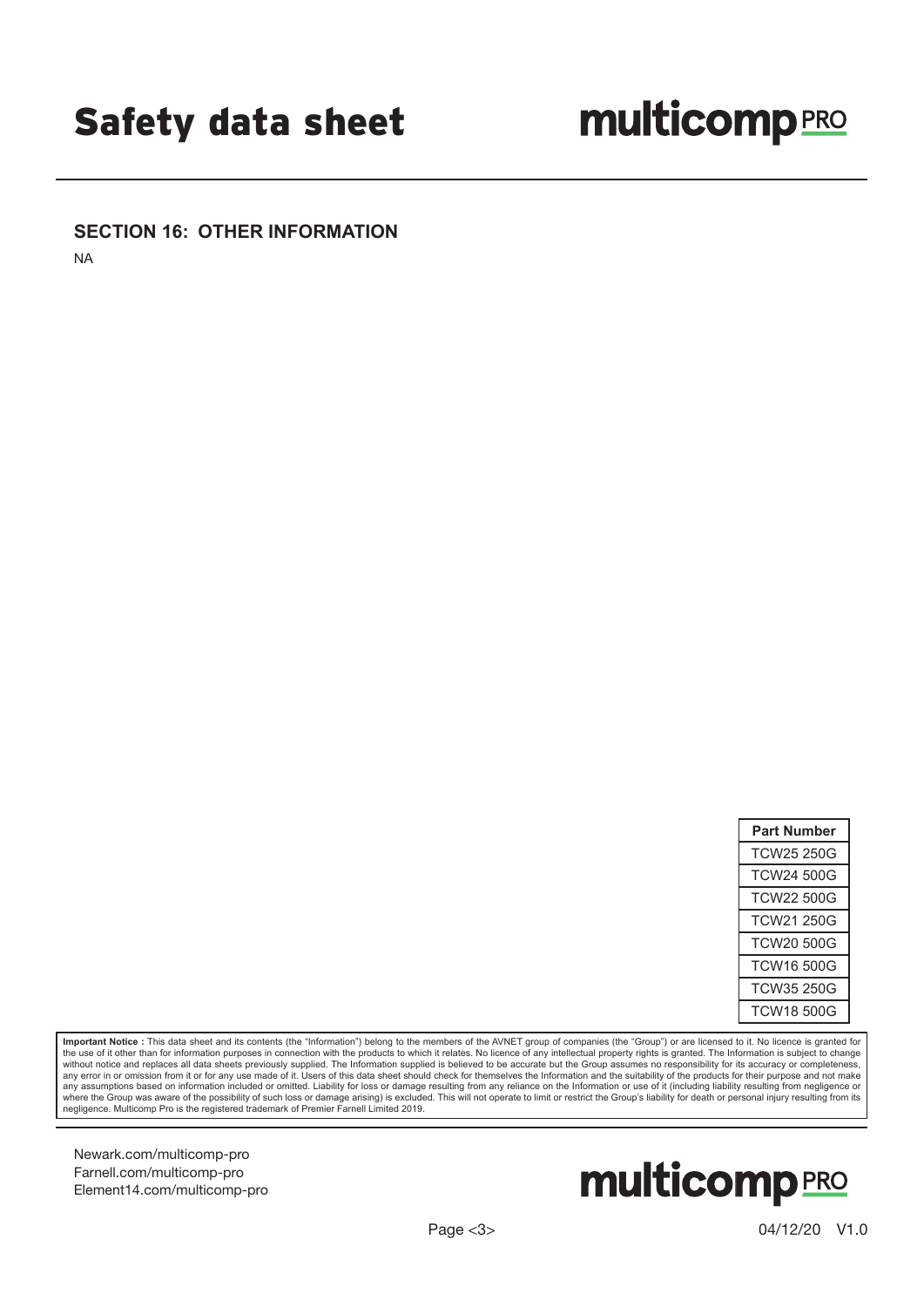## SECTION 16: OTHER INFORMATION

NA

| Part Number |
|---|
| TCW25 250G |
| TCW24 500G |
| TCW22 500G |
| TCW21 250G |
| TCW20 500G |
| TCW16 500G |
| TCW35 250G |
| TCW18 500G |

**Important Notice :** This data sheet and its contents (the "Information") belong to the members of the AVNET group of companies (the "Group") or are licensed to it. No licence is granted for the use of it other than for information purposes in connection with the products to which it relates. No licence of any intellectual property rights is granted. The Information is subject to change without notice and replaces all data sheets previously supplied. The Information supplied is believed to be accurate but the Group assumes no responsibility for its accuracy or completeness, any error in or omission from it or for any use made of it. Users of this data sheet should check for themselves the Information and the suitability of the products for their purpose and not make any assumptions based on information included or omitted. Liability for loss or damage resulting from any reliance on the Information or use of it (including liability resulting from negligence or where the Group was aware of the possibility of such loss or damage arising) is excluded. This will not operate to limit or restrict the Group's liability for death or personal injury resulting from its negligence. Multicomp Pro is the registered trademark of Premier Farnell Limited 2019.

Newark.com/multicomp-pro
Farnell.com/multicomp-pro
Element14.com/multicomp-pro

04/12/20 V1.0